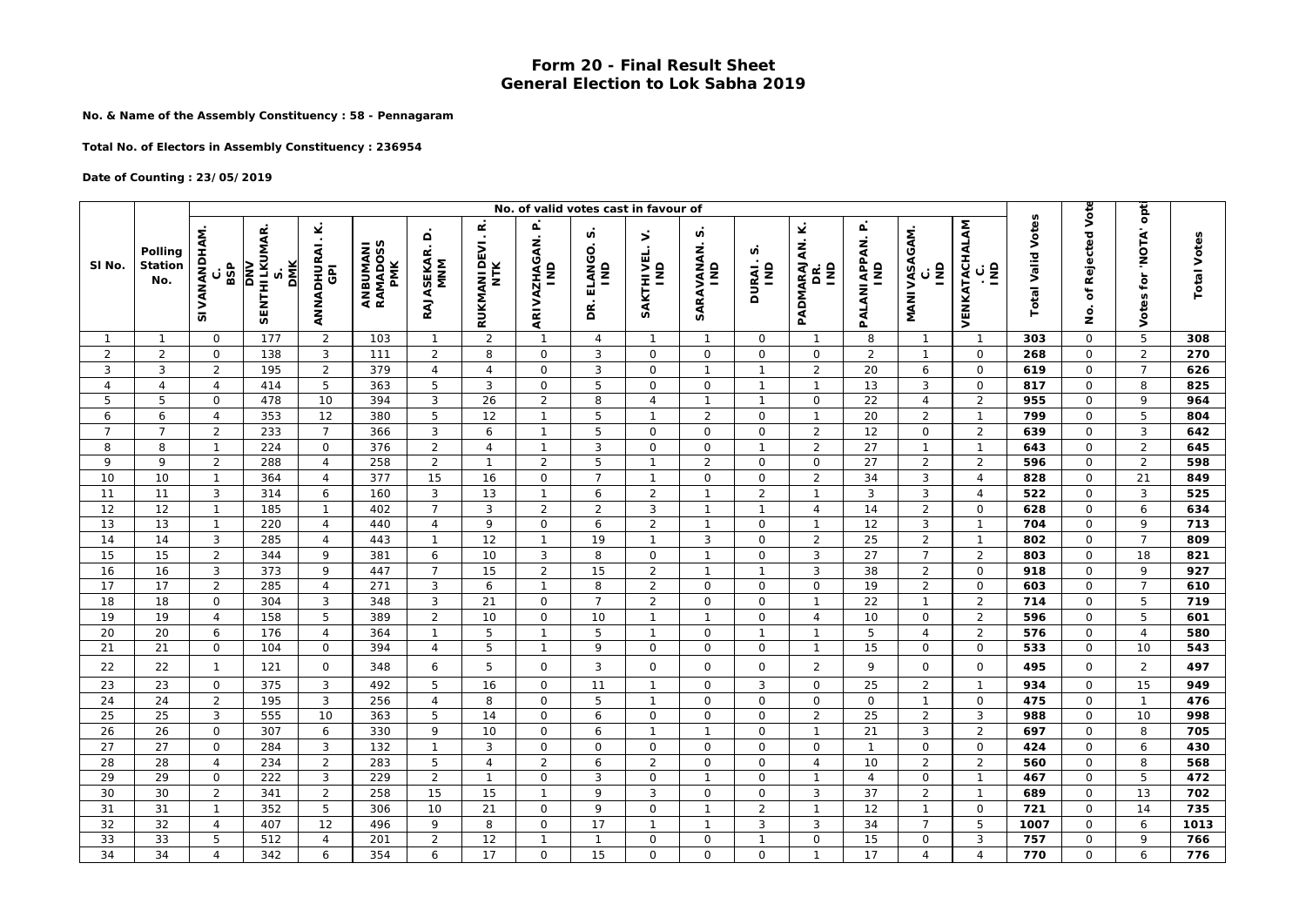# Form 20 - Final Result Sheet
## General Election to Lok Sabha 2019

**No. & Name of the Assembly Constituency : 58 - Pennagaram**

**Total No. of Electors in Assembly Constituency : 236954**

**Date of Counting : 23/05/2019**

| Sl No. | Polling Station No. | No. of valid votes cast in favour of | | | | | | | | | | | | | | | | Total Valid Votes | No. of Rejected Vote | Votes for 'NOTA' opti | Total Votes |
|---|---|---|---|---|---|---|---|---|---|---|---|---|---|---|---|---|---|---|---|---|---|
| | | SIVANANDHAM. C. BSP | DNV SENTHILKUMAR. S. DMK | ANNADHURAI. K. GPI | ANBUMANI RAMADOSS PMK | RAJASEKAR. D. MNM | RUKMANI DEVI. R. NTK | ARIVAZHAGAN. P. IND | DR. ELANGO. S. IND | SAKTHIVEL. V. IND | SARAVANAN. S. IND | DURAI. S. IND | PADMARAJAN. K. DR. IND | PALANIAPPAN. P. IND | MANIVASAGAM. C. IND | VENKATACHALAM. C. IND | | | | | |
| 1 | 1 | 0 | 177 | 2 | 103 | 1 | 2 | 1 | 4 | 1 | 1 | 0 | 1 | 8 | 1 | 1 | | 303 | 0 | 5 | 308 |
| 2 | 2 | 0 | 138 | 3 | 111 | 2 | 8 | 0 | 3 | 0 | 0 | 0 | 0 | 2 | 1 | 0 | | 268 | 0 | 2 | 270 |
| 3 | 3 | 2 | 195 | 2 | 379 | 4 | 4 | 0 | 3 | 0 | 1 | 1 | 2 | 20 | 6 | 0 | | 619 | 0 | 7 | 626 |
| 4 | 4 | 4 | 414 | 5 | 363 | 5 | 3 | 0 | 5 | 0 | 0 | 1 | 1 | 13 | 3 | 0 | | 817 | 0 | 8 | 825 |
| 5 | 5 | 0 | 478 | 10 | 394 | 3 | 26 | 2 | 8 | 4 | 1 | 1 | 0 | 22 | 4 | 2 | | 955 | 0 | 9 | 964 |
| 6 | 6 | 4 | 353 | 12 | 380 | 5 | 12 | 1 | 5 | 1 | 2 | 0 | 1 | 20 | 2 | 1 | | 799 | 0 | 5 | 804 |
| 7 | 7 | 2 | 233 | 7 | 366 | 3 | 6 | 1 | 5 | 0 | 0 | 0 | 2 | 12 | 0 | 2 | | 639 | 0 | 3 | 642 |
| 8 | 8 | 1 | 224 | 0 | 376 | 2 | 4 | 1 | 3 | 0 | 0 | 1 | 2 | 27 | 1 | 1 | | 643 | 0 | 2 | 645 |
| 9 | 9 | 2 | 288 | 4 | 258 | 2 | 1 | 2 | 5 | 1 | 2 | 0 | 0 | 27 | 2 | 2 | | 596 | 0 | 2 | 598 |
| 10 | 10 | 1 | 364 | 4 | 377 | 15 | 16 | 0 | 7 | 1 | 0 | 0 | 2 | 34 | 3 | 4 | | 828 | 0 | 21 | 849 |
| 11 | 11 | 3 | 314 | 6 | 160 | 3 | 13 | 1 | 6 | 2 | 1 | 2 | 1 | 3 | 3 | 4 | | 522 | 0 | 3 | 525 |
| 12 | 12 | 1 | 185 | 1 | 402 | 7 | 3 | 2 | 2 | 3 | 1 | 1 | 4 | 14 | 2 | 0 | | 628 | 0 | 6 | 634 |
| 13 | 13 | 1 | 220 | 4 | 440 | 4 | 9 | 0 | 6 | 2 | 1 | 0 | 1 | 12 | 3 | 1 | | 704 | 0 | 9 | 713 |
| 14 | 14 | 3 | 285 | 4 | 443 | 1 | 12 | 1 | 19 | 1 | 3 | 0 | 2 | 25 | 2 | 1 | | 802 | 0 | 7 | 809 |
| 15 | 15 | 2 | 344 | 9 | 381 | 6 | 10 | 3 | 8 | 0 | 1 | 0 | 3 | 27 | 7 | 2 | | 803 | 0 | 18 | 821 |
| 16 | 16 | 3 | 373 | 9 | 447 | 7 | 15 | 2 | 15 | 2 | 1 | 1 | 3 | 38 | 2 | 0 | | 918 | 0 | 9 | 927 |
| 17 | 17 | 2 | 285 | 4 | 271 | 3 | 6 | 1 | 8 | 2 | 0 | 0 | 0 | 19 | 2 | 0 | | 603 | 0 | 7 | 610 |
| 18 | 18 | 0 | 304 | 3 | 348 | 3 | 21 | 0 | 7 | 2 | 0 | 0 | 1 | 22 | 1 | 2 | | 714 | 0 | 5 | 719 |
| 19 | 19 | 4 | 158 | 5 | 389 | 2 | 10 | 0 | 10 | 1 | 1 | 0 | 4 | 10 | 0 | 2 | | 596 | 0 | 5 | 601 |
| 20 | 20 | 6 | 176 | 4 | 364 | 1 | 5 | 1 | 5 | 1 | 0 | 1 | 1 | 5 | 4 | 2 | | 576 | 0 | 4 | 580 |
| 21 | 21 | 0 | 104 | 0 | 394 | 4 | 5 | 1 | 9 | 0 | 0 | 0 | 1 | 15 | 0 | 0 | | 533 | 0 | 10 | 543 |
| 22 | 22 | 1 | 121 | 0 | 348 | 6 | 5 | 0 | 3 | 0 | 0 | 0 | 2 | 9 | 0 | 0 | | 495 | 0 | 2 | 497 |
| 23 | 23 | 0 | 375 | 3 | 492 | 5 | 16 | 0 | 11 | 1 | 0 | 3 | 0 | 25 | 2 | 1 | | 934 | 0 | 15 | 949 |
| 24 | 24 | 2 | 195 | 3 | 256 | 4 | 8 | 0 | 5 | 1 | 0 | 0 | 0 | 0 | 1 | 0 | | 475 | 0 | 1 | 476 |
| 25 | 25 | 3 | 555 | 10 | 363 | 5 | 14 | 0 | 6 | 0 | 0 | 0 | 2 | 25 | 2 | 3 | | 988 | 0 | 10 | 998 |
| 26 | 26 | 0 | 307 | 6 | 330 | 9 | 10 | 0 | 6 | 1 | 1 | 0 | 1 | 21 | 3 | 2 | | 697 | 0 | 8 | 705 |
| 27 | 27 | 0 | 284 | 3 | 132 | 1 | 3 | 0 | 0 | 0 | 0 | 0 | 0 | 1 | 0 | 0 | | 424 | 0 | 6 | 430 |
| 28 | 28 | 4 | 234 | 2 | 283 | 5 | 4 | 2 | 6 | 2 | 0 | 0 | 4 | 10 | 2 | 2 | | 560 | 0 | 8 | 568 |
| 29 | 29 | 0 | 222 | 3 | 229 | 2 | 1 | 0 | 3 | 0 | 1 | 0 | 1 | 4 | 0 | 1 | | 467 | 0 | 5 | 472 |
| 30 | 30 | 2 | 341 | 2 | 258 | 15 | 15 | 1 | 9 | 3 | 0 | 0 | 3 | 37 | 2 | 1 | | 689 | 0 | 13 | 702 |
| 31 | 31 | 1 | 352 | 5 | 306 | 10 | 21 | 0 | 9 | 0 | 1 | 2 | 1 | 12 | 1 | 0 | | 721 | 0 | 14 | 735 |
| 32 | 32 | 4 | 407 | 12 | 496 | 9 | 8 | 0 | 17 | 1 | 1 | 3 | 3 | 34 | 7 | 5 | | 1007 | 0 | 6 | 1013 |
| 33 | 33 | 5 | 512 | 4 | 201 | 2 | 12 | 1 | 1 | 0 | 0 | 1 | 0 | 15 | 0 | 3 | | 757 | 0 | 9 | 766 |
| 34 | 34 | 4 | 342 | 6 | 354 | 6 | 17 | 0 | 15 | 0 | 0 | 0 | 1 | 17 | 4 | 4 | | 770 | 0 | 6 | 776 |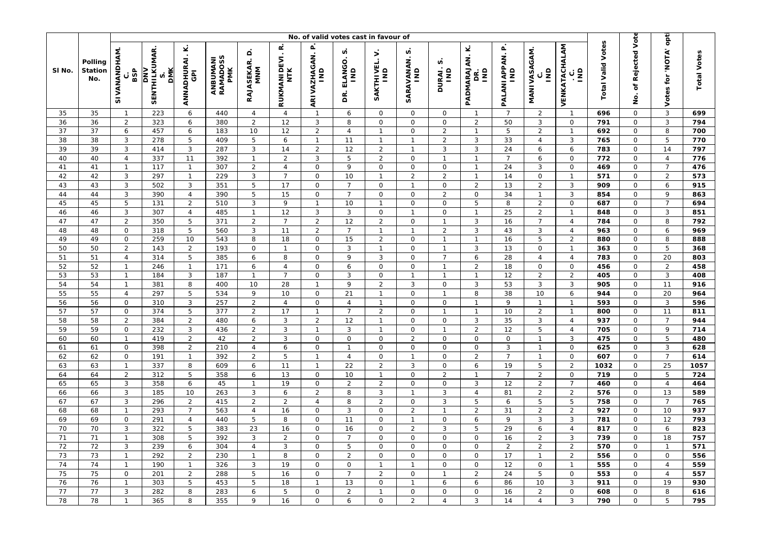| Sl No. | Polling Station No. | No. of valid votes cast in favour of | | | | | | | | | | | | | | | | Total Valid Votes | No. of Rejected Vote | Votes for 'NOTA' opti | Total Votes |
|---|---|---|---|---|---|---|---|---|---|---|---|---|---|---|---|---|---|---|---|---|---|
| | | SIVANANDHAM. C. BSP | DNV SENTHILKUMAR. S. DMK | ANNADHURAI. K. GPI | ANBUMANI RAMADOSS PMK | RAJASEKAR. D. MNM | RUKMANIDEVI. R. NTK | ARIVAZHAGAN. P. IND | DR. ELANGO. S. IND | SAKTHIVEL. V. IND | SARAVANAN. S. IND | DURAI. S. IND | PADMARAJAN. K. DR. IND | PALANIAPPAN. P. IND | MANIVASAGAM. C. IND | VENKATACHALAM. C. IND | | | | | |
| 35 | 35 | 1 | 223 | 6 | 440 | 4 | 4 | 1 | 6 | 0 | 0 | 0 | 1 | 7 | 2 | 1 | | 696 | 0 | 3 | 699 |
| 36 | 36 | 2 | 323 | 6 | 380 | 2 | 12 | 3 | 8 | 0 | 0 | 0 | 2 | 50 | 3 | 0 | | 791 | 0 | 3 | 794 |
| 37 | 37 | 6 | 457 | 6 | 183 | 10 | 12 | 2 | 4 | 1 | 0 | 2 | 1 | 5 | 2 | 1 | | 692 | 0 | 8 | 700 |
| 38 | 38 | 3 | 278 | 5 | 409 | 5 | 6 | 1 | 11 | 1 | 1 | 2 | 3 | 33 | 4 | 3 | | 765 | 0 | 5 | 770 |
| 39 | 39 | 3 | 414 | 3 | 287 | 3 | 14 | 2 | 12 | 2 | 1 | 3 | 3 | 24 | 6 | 6 | | 783 | 0 | 14 | 797 |
| 40 | 40 | 4 | 337 | 11 | 392 | 1 | 2 | 3 | 5 | 2 | 0 | 1 | 1 | 7 | 6 | 0 | | 772 | 0 | 4 | 776 |
| 41 | 41 | 1 | 117 | 1 | 307 | 2 | 4 | 0 | 9 | 0 | 0 | 0 | 1 | 24 | 3 | 0 | | 469 | 0 | 7 | 476 |
| 42 | 42 | 3 | 297 | 1 | 229 | 3 | 7 | 0 | 10 | 1 | 2 | 2 | 1 | 14 | 0 | 1 | | 571 | 0 | 2 | 573 |
| 43 | 43 | 3 | 502 | 3 | 351 | 5 | 17 | 0 | 7 | 0 | 1 | 0 | 2 | 13 | 2 | 3 | | 909 | 0 | 6 | 915 |
| 44 | 44 | 3 | 390 | 4 | 390 | 5 | 15 | 0 | 7 | 0 | 0 | 2 | 0 | 34 | 1 | 3 | | 854 | 0 | 9 | 863 |
| 45 | 45 | 5 | 131 | 2 | 510 | 3 | 9 | 1 | 10 | 1 | 0 | 0 | 5 | 8 | 2 | 0 | | 687 | 0 | 7 | 694 |
| 46 | 46 | 3 | 307 | 4 | 485 | 1 | 12 | 3 | 3 | 0 | 1 | 0 | 1 | 25 | 2 | 1 | | 848 | 0 | 3 | 851 |
| 47 | 47 | 2 | 350 | 5 | 371 | 2 | 7 | 2 | 12 | 2 | 0 | 1 | 3 | 16 | 7 | 4 | | 784 | 0 | 8 | 792 |
| 48 | 48 | 0 | 318 | 5 | 560 | 3 | 11 | 2 | 7 | 1 | 1 | 2 | 3 | 43 | 3 | 4 | | 963 | 0 | 6 | 969 |
| 49 | 49 | 0 | 259 | 10 | 543 | 8 | 18 | 0 | 15 | 2 | 0 | 1 | 1 | 16 | 5 | 2 | | 880 | 0 | 8 | 888 |
| 50 | 50 | 2 | 143 | 2 | 193 | 0 | 1 | 0 | 3 | 1 | 0 | 1 | 3 | 13 | 0 | 1 | | 363 | 0 | 5 | 368 |
| 51 | 51 | 4 | 314 | 5 | 385 | 6 | 8 | 0 | 9 | 3 | 0 | 7 | 6 | 28 | 4 | 4 | | 783 | 0 | 20 | 803 |
| 52 | 52 | 1 | 246 | 1 | 171 | 6 | 4 | 0 | 6 | 0 | 0 | 1 | 2 | 18 | 0 | 0 | | 456 | 0 | 2 | 458 |
| 53 | 53 | 1 | 184 | 3 | 187 | 1 | 7 | 0 | 3 | 0 | 1 | 1 | 1 | 12 | 2 | 2 | | 405 | 0 | 3 | 408 |
| 54 | 54 | 1 | 381 | 8 | 400 | 10 | 28 | 1 | 9 | 2 | 3 | 0 | 3 | 53 | 3 | 3 | | 905 | 0 | 11 | 916 |
| 55 | 55 | 4 | 297 | 5 | 534 | 9 | 10 | 0 | 21 | 1 | 0 | 1 | 8 | 38 | 10 | 6 | | 944 | 0 | 20 | 964 |
| 56 | 56 | 0 | 310 | 3 | 257 | 2 | 4 | 0 | 4 | 1 | 0 | 0 | 1 | 9 | 1 | 1 | | 593 | 0 | 3 | 596 |
| 57 | 57 | 0 | 374 | 5 | 377 | 2 | 17 | 1 | 7 | 2 | 0 | 1 | 1 | 10 | 2 | 1 | | 800 | 0 | 11 | 811 |
| 58 | 58 | 2 | 384 | 2 | 480 | 6 | 3 | 2 | 12 | 1 | 0 | 0 | 3 | 35 | 3 | 4 | | 937 | 0 | 7 | 944 |
| 59 | 59 | 0 | 232 | 3 | 436 | 2 | 3 | 1 | 3 | 1 | 0 | 1 | 2 | 12 | 5 | 4 | | 705 | 0 | 9 | 714 |
| 60 | 60 | 1 | 419 | 2 | 42 | 2 | 3 | 0 | 0 | 0 | 2 | 0 | 0 | 0 | 1 | 3 | | 475 | 0 | 5 | 480 |
| 61 | 61 | 0 | 398 | 2 | 210 | 4 | 6 | 0 | 1 | 0 | 0 | 0 | 0 | 3 | 1 | 0 | | 625 | 0 | 3 | 628 |
| 62 | 62 | 0 | 191 | 1 | 392 | 2 | 5 | 1 | 4 | 0 | 1 | 0 | 2 | 7 | 1 | 0 | | 607 | 0 | 7 | 614 |
| 63 | 63 | 1 | 337 | 8 | 609 | 6 | 11 | 1 | 22 | 2 | 3 | 0 | 6 | 19 | 5 | 2 | | 1032 | 0 | 25 | 1057 |
| 64 | 64 | 2 | 312 | 5 | 358 | 6 | 13 | 0 | 10 | 1 | 0 | 2 | 1 | 7 | 2 | 0 | | 719 | 0 | 5 | 724 |
| 65 | 65 | 3 | 358 | 6 | 45 | 1 | 19 | 0 | 2 | 2 | 0 | 0 | 3 | 12 | 2 | 7 | | 460 | 0 | 4 | 464 |
| 66 | 66 | 3 | 185 | 10 | 263 | 3 | 6 | 2 | 8 | 3 | 1 | 3 | 4 | 81 | 2 | 2 | | 576 | 0 | 13 | 589 |
| 67 | 67 | 3 | 296 | 2 | 415 | 2 | 2 | 4 | 8 | 2 | 0 | 3 | 5 | 6 | 5 | 5 | | 758 | 0 | 7 | 765 |
| 68 | 68 | 1 | 293 | 7 | 563 | 4 | 16 | 0 | 3 | 0 | 2 | 1 | 2 | 31 | 2 | 2 | | 927 | 0 | 10 | 937 |
| 69 | 69 | 0 | 291 | 4 | 440 | 5 | 8 | 0 | 11 | 0 | 1 | 0 | 6 | 9 | 3 | 3 | | 781 | 0 | 12 | 793 |
| 70 | 70 | 3 | 322 | 5 | 383 | 23 | 16 | 0 | 16 | 0 | 2 | 3 | 5 | 29 | 6 | 4 | | 817 | 0 | 6 | 823 |
| 71 | 71 | 1 | 308 | 5 | 392 | 3 | 2 | 0 | 7 | 0 | 0 | 0 | 0 | 16 | 2 | 3 | | 739 | 0 | 18 | 757 |
| 72 | 72 | 3 | 239 | 6 | 304 | 4 | 3 | 0 | 5 | 0 | 0 | 0 | 0 | 2 | 2 | 2 | | 570 | 0 | 1 | 571 |
| 73 | 73 | 1 | 292 | 2 | 230 | 1 | 8 | 0 | 2 | 0 | 0 | 0 | 0 | 17 | 1 | 2 | | 556 | 0 | 0 | 556 |
| 74 | 74 | 1 | 190 | 1 | 326 | 3 | 19 | 0 | 0 | 1 | 1 | 0 | 0 | 12 | 0 | 1 | | 555 | 0 | 4 | 559 |
| 75 | 75 | 0 | 201 | 2 | 288 | 5 | 16 | 0 | 7 | 2 | 0 | 1 | 2 | 24 | 5 | 0 | | 553 | 0 | 4 | 557 |
| 76 | 76 | 1 | 303 | 5 | 453 | 5 | 18 | 1 | 13 | 0 | 1 | 6 | 6 | 86 | 10 | 3 | | 911 | 0 | 19 | 930 |
| 77 | 77 | 3 | 282 | 8 | 283 | 6 | 5 | 0 | 2 | 1 | 0 | 0 | 0 | 16 | 2 | 0 | | 608 | 0 | 8 | 616 |
| 78 | 78 | 1 | 365 | 8 | 355 | 9 | 16 | 0 | 6 | 0 | 2 | 4 | 3 | 14 | 4 | 3 | | 790 | 0 | 5 | 795 |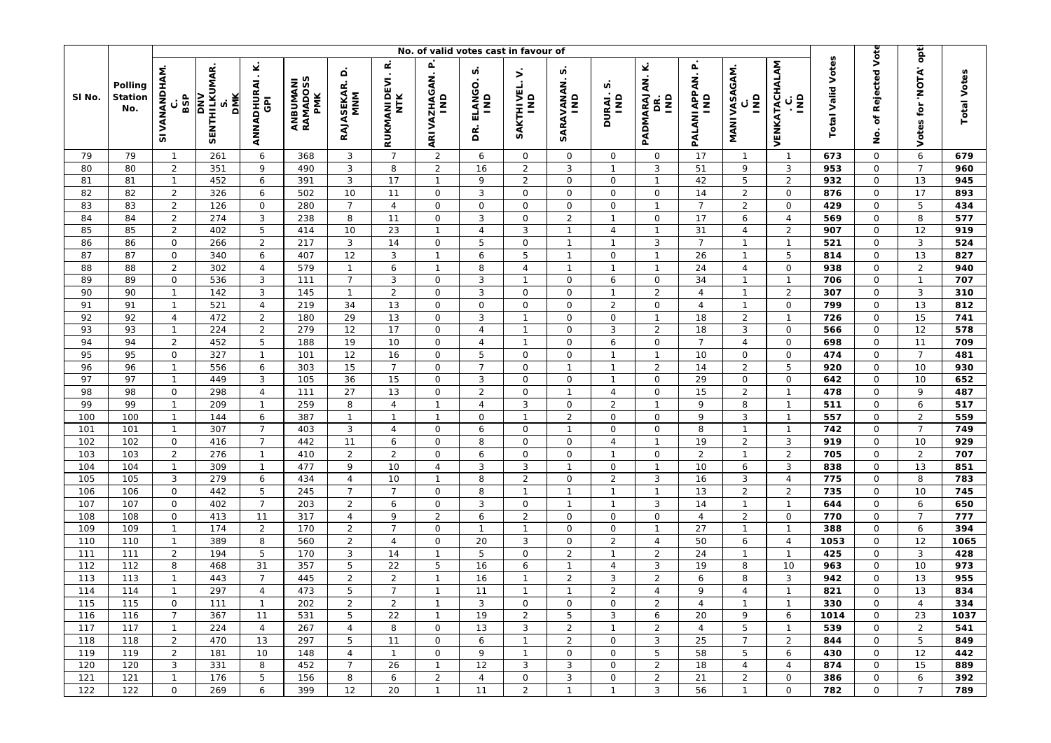| Sl No. | Polling Station No. | No. of valid votes cast in favour of | | | | | | | | | | | | | | | | Total Valid Votes | No. of Rejected Vote | Votes for 'NOTA' opti | Total Votes |
|---|---|---|---|---|---|---|---|---|---|---|---|---|---|---|---|---|---|---|---|---|---|
| | | SIVANANDHAM. C. BSP | DNV SENTHILKUMAR. S. DMK | ANNADHURAI. K. GPI | ANBUMANI RAMADOSS PMK | RAJASEKAR. D. MNM | RUKMANIDEVI. R. NTK | ARIVAZHAGAN. P. IND | DR. ELANGO. S. IND | SAKTHIVEL. V. IND | SARAVANAN. S. IND | DURAI. S. IND | PADMARAJAN. K. DR. IND | PALANIAPPAN. P. IND | MANIVASAGAM. C. IND | VENKATACHALAM. C. IND | | | | | |
| 79 | 79 | 1 | 261 | 6 | 368 | 3 | 7 | 2 | 6 | 0 | 0 | 0 | 0 | 17 | 1 | 1 | | 673 | 0 | 6 | 679 |
| 80 | 80 | 2 | 351 | 9 | 490 | 3 | 8 | 2 | 16 | 2 | 3 | 1 | 3 | 51 | 9 | 3 | | 953 | 0 | 7 | 960 |
| 81 | 81 | 1 | 452 | 6 | 391 | 3 | 17 | 1 | 9 | 2 | 0 | 0 | 1 | 42 | 5 | 2 | | 932 | 0 | 13 | 945 |
| 82 | 82 | 2 | 326 | 6 | 502 | 10 | 11 | 0 | 3 | 0 | 0 | 0 | 0 | 14 | 2 | 0 | | 876 | 0 | 17 | 893 |
| 83 | 83 | 2 | 126 | 0 | 280 | 7 | 4 | 0 | 0 | 0 | 0 | 0 | 1 | 7 | 2 | 0 | | 429 | 0 | 5 | 434 |
| 84 | 84 | 2 | 274 | 3 | 238 | 8 | 11 | 0 | 3 | 0 | 2 | 1 | 0 | 17 | 6 | 4 | | 569 | 0 | 8 | 577 |
| 85 | 85 | 2 | 402 | 5 | 414 | 10 | 23 | 1 | 4 | 3 | 1 | 4 | 1 | 31 | 4 | 2 | | 907 | 0 | 12 | 919 |
| 86 | 86 | 0 | 266 | 2 | 217 | 3 | 14 | 0 | 5 | 0 | 1 | 1 | 3 | 7 | 1 | 1 | | 521 | 0 | 3 | 524 |
| 87 | 87 | 0 | 340 | 6 | 407 | 12 | 3 | 1 | 6 | 5 | 1 | 0 | 1 | 26 | 1 | 5 | | 814 | 0 | 13 | 827 |
| 88 | 88 | 2 | 302 | 4 | 579 | 1 | 6 | 1 | 8 | 4 | 1 | 1 | 1 | 24 | 4 | 0 | | 938 | 0 | 2 | 940 |
| 89 | 89 | 0 | 536 | 3 | 111 | 7 | 3 | 0 | 3 | 1 | 0 | 6 | 0 | 34 | 1 | 1 | | 706 | 0 | 1 | 707 |
| 90 | 90 | 1 | 142 | 3 | 145 | 1 | 2 | 0 | 3 | 0 | 0 | 1 | 2 | 4 | 1 | 2 | | 307 | 0 | 3 | 310 |
| 91 | 91 | 1 | 521 | 4 | 219 | 34 | 13 | 0 | 0 | 0 | 0 | 2 | 0 | 4 | 1 | 0 | | 799 | 0 | 13 | 812 |
| 92 | 92 | 4 | 472 | 2 | 180 | 29 | 13 | 0 | 3 | 1 | 0 | 0 | 1 | 18 | 2 | 1 | | 726 | 0 | 15 | 741 |
| 93 | 93 | 1 | 224 | 2 | 279 | 12 | 17 | 0 | 4 | 1 | 0 | 3 | 2 | 18 | 3 | 0 | | 566 | 0 | 12 | 578 |
| 94 | 94 | 2 | 452 | 5 | 188 | 19 | 10 | 0 | 4 | 1 | 0 | 6 | 0 | 7 | 4 | 0 | | 698 | 0 | 11 | 709 |
| 95 | 95 | 0 | 327 | 1 | 101 | 12 | 16 | 0 | 5 | 0 | 0 | 1 | 1 | 10 | 0 | 0 | | 474 | 0 | 7 | 481 |
| 96 | 96 | 1 | 556 | 6 | 303 | 15 | 7 | 0 | 7 | 0 | 1 | 1 | 2 | 14 | 2 | 5 | | 920 | 0 | 10 | 930 |
| 97 | 97 | 1 | 449 | 3 | 105 | 36 | 15 | 0 | 3 | 0 | 0 | 1 | 0 | 29 | 0 | 0 | | 642 | 0 | 10 | 652 |
| 98 | 98 | 0 | 298 | 4 | 111 | 27 | 13 | 0 | 2 | 0 | 1 | 4 | 0 | 15 | 2 | 1 | | 478 | 0 | 9 | 487 |
| 99 | 99 | 1 | 209 | 1 | 259 | 8 | 4 | 1 | 4 | 3 | 0 | 2 | 1 | 9 | 8 | 1 | | 511 | 0 | 6 | 517 |
| 100 | 100 | 1 | 144 | 6 | 387 | 1 | 1 | 1 | 0 | 1 | 2 | 0 | 0 | 9 | 3 | 1 | | 557 | 0 | 2 | 559 |
| 101 | 101 | 1 | 307 | 7 | 403 | 3 | 4 | 0 | 6 | 0 | 1 | 0 | 0 | 8 | 1 | 1 | | 742 | 0 | 7 | 749 |
| 102 | 102 | 0 | 416 | 7 | 442 | 11 | 6 | 0 | 8 | 0 | 0 | 4 | 1 | 19 | 2 | 3 | | 919 | 0 | 10 | 929 |
| 103 | 103 | 2 | 276 | 1 | 410 | 2 | 2 | 0 | 6 | 0 | 0 | 1 | 0 | 2 | 1 | 2 | | 705 | 0 | 2 | 707 |
| 104 | 104 | 1 | 309 | 1 | 477 | 9 | 10 | 4 | 3 | 3 | 1 | 0 | 1 | 10 | 6 | 3 | | 838 | 0 | 13 | 851 |
| 105 | 105 | 3 | 279 | 6 | 434 | 4 | 10 | 1 | 8 | 2 | 0 | 2 | 3 | 16 | 3 | 4 | | 775 | 0 | 8 | 783 |
| 106 | 106 | 0 | 442 | 5 | 245 | 7 | 7 | 0 | 8 | 1 | 1 | 1 | 1 | 13 | 2 | 2 | | 735 | 0 | 10 | 745 |
| 107 | 107 | 0 | 402 | 7 | 203 | 2 | 6 | 0 | 3 | 0 | 1 | 1 | 3 | 14 | 1 | 1 | | 644 | 0 | 6 | 650 |
| 108 | 108 | 0 | 413 | 11 | 317 | 4 | 9 | 2 | 6 | 2 | 0 | 0 | 0 | 4 | 2 | 0 | | 770 | 0 | 7 | 777 |
| 109 | 109 | 1 | 174 | 2 | 170 | 2 | 7 | 0 | 1 | 1 | 0 | 0 | 1 | 27 | 1 | 1 | | 388 | 0 | 6 | 394 |
| 110 | 110 | 1 | 389 | 8 | 560 | 2 | 4 | 0 | 20 | 3 | 0 | 2 | 4 | 50 | 6 | 4 | | 1053 | 0 | 12 | 1065 |
| 111 | 111 | 2 | 194 | 5 | 170 | 3 | 14 | 1 | 5 | 0 | 2 | 1 | 2 | 24 | 1 | 1 | | 425 | 0 | 3 | 428 |
| 112 | 112 | 8 | 468 | 31 | 357 | 5 | 22 | 5 | 16 | 6 | 1 | 4 | 3 | 19 | 8 | 10 | | 963 | 0 | 10 | 973 |
| 113 | 113 | 1 | 443 | 7 | 445 | 2 | 2 | 1 | 16 | 1 | 2 | 3 | 2 | 6 | 8 | 3 | | 942 | 0 | 13 | 955 |
| 114 | 114 | 1 | 297 | 4 | 473 | 5 | 7 | 1 | 11 | 1 | 1 | 2 | 4 | 9 | 4 | 1 | | 821 | 0 | 13 | 834 |
| 115 | 115 | 0 | 111 | 1 | 202 | 2 | 2 | 1 | 3 | 0 | 0 | 0 | 2 | 4 | 1 | 1 | | 330 | 0 | 4 | 334 |
| 116 | 116 | 7 | 367 | 11 | 531 | 5 | 22 | 1 | 19 | 2 | 5 | 3 | 6 | 20 | 9 | 6 | | 1014 | 0 | 23 | 1037 |
| 117 | 117 | 1 | 224 | 4 | 267 | 4 | 8 | 0 | 13 | 3 | 2 | 1 | 2 | 4 | 5 | 1 | | 539 | 0 | 2 | 541 |
| 118 | 118 | 2 | 470 | 13 | 297 | 5 | 11 | 0 | 6 | 1 | 2 | 0 | 3 | 25 | 7 | 2 | | 844 | 0 | 5 | 849 |
| 119 | 119 | 2 | 181 | 10 | 148 | 4 | 1 | 0 | 9 | 1 | 0 | 0 | 5 | 58 | 5 | 6 | | 430 | 0 | 12 | 442 |
| 120 | 120 | 3 | 331 | 8 | 452 | 7 | 26 | 1 | 12 | 3 | 3 | 0 | 2 | 18 | 4 | 4 | | 874 | 0 | 15 | 889 |
| 121 | 121 | 1 | 176 | 5 | 156 | 8 | 6 | 2 | 4 | 0 | 3 | 0 | 2 | 21 | 2 | 0 | | 386 | 0 | 6 | 392 |
| 122 | 122 | 0 | 269 | 6 | 399 | 12 | 20 | 1 | 11 | 2 | 1 | 1 | 3 | 56 | 1 | 0 | | 782 | 0 | 7 | 789 |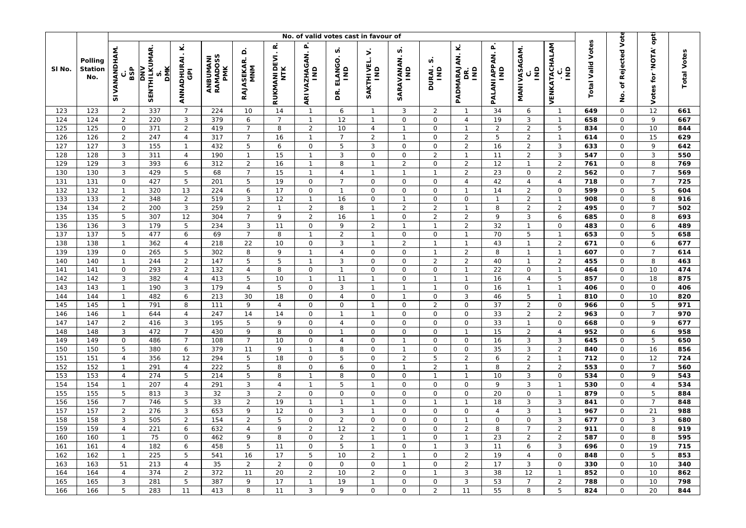| Sl No. | Polling Station No. | No. of valid votes cast in favour of | | | | | | | | | | | | | | | | Total Valid Votes | No. of Rejected Vote | Votes for 'NOTA' opti | Total Votes |
|---|---|---|---|---|---|---|---|---|---|---|---|---|---|---|---|---|---|---|---|---|---|
| | | SIVANANDHAM. C. BSP | DNV SENTHILKUMAR. S. DMK | ANNADHURAI. K. GPI | ANBUMANI RAMADOSS PMK | RAJASEKAR. D. MNM | RUKMANIDEVI. R. NTK | ARIVAZHAGAN. P. IND | DR. ELANGO. S. IND | SAKTHIVEL. V. IND | SARAVANAN. S. IND | DURAI. S. IND | PADMARAJAN. K. DR. IND | PALANIAPPAN. P. IND | MANIVASAGAM. C. IND | VENKATACHALAM. C. IND | | | | | |
| 123 | 123 | 2 | 337 | 7 | 224 | 10 | 14 | 1 | 6 | 1 | 3 | 2 | 1 | 34 | 6 | 1 | | 649 | 0 | 12 | 661 |
| 124 | 124 | 2 | 220 | 3 | 379 | 6 | 7 | 1 | 12 | 1 | 0 | 0 | 4 | 19 | 3 | 1 | | 658 | 0 | 9 | 667 |
| 125 | 125 | 0 | 371 | 2 | 419 | 7 | 8 | 2 | 10 | 4 | 1 | 0 | 1 | 2 | 2 | 5 | | 834 | 0 | 10 | 844 |
| 126 | 126 | 2 | 247 | 4 | 317 | 7 | 16 | 1 | 7 | 2 | 1 | 0 | 2 | 5 | 2 | 1 | | 614 | 0 | 15 | 629 |
| 127 | 127 | 3 | 155 | 1 | 432 | 5 | 6 | 0 | 5 | 3 | 0 | 0 | 2 | 16 | 2 | 3 | | 633 | 0 | 9 | 642 |
| 128 | 128 | 3 | 311 | 4 | 190 | 1 | 15 | 1 | 3 | 0 | 0 | 2 | 1 | 11 | 2 | 3 | | 547 | 0 | 3 | 550 |
| 129 | 129 | 3 | 393 | 6 | 312 | 2 | 16 | 1 | 8 | 1 | 2 | 0 | 2 | 12 | 1 | 2 | | 761 | 0 | 8 | 769 |
| 130 | 130 | 3 | 429 | 5 | 68 | 7 | 15 | 1 | 4 | 1 | 1 | 1 | 2 | 23 | 0 | 2 | | 562 | 0 | 7 | 569 |
| 131 | 131 | 0 | 427 | 5 | 201 | 5 | 19 | 0 | 7 | 0 | 0 | 0 | 4 | 42 | 4 | 4 | | 718 | 0 | 7 | 725 |
| 132 | 132 | 1 | 320 | 13 | 224 | 6 | 17 | 0 | 1 | 0 | 0 | 0 | 1 | 14 | 2 | 0 | | 599 | 0 | 5 | 604 |
| 133 | 133 | 2 | 348 | 2 | 519 | 3 | 12 | 1 | 16 | 0 | 1 | 0 | 0 | 1 | 2 | 1 | | 908 | 0 | 8 | 916 |
| 134 | 134 | 2 | 200 | 3 | 259 | 2 | 1 | 2 | 8 | 1 | 2 | 2 | 1 | 8 | 2 | 2 | | 495 | 0 | 7 | 502 |
| 135 | 135 | 5 | 307 | 12 | 304 | 7 | 9 | 2 | 16 | 1 | 0 | 2 | 2 | 9 | 3 | 6 | | 685 | 0 | 8 | 693 |
| 136 | 136 | 3 | 179 | 5 | 234 | 3 | 11 | 0 | 9 | 2 | 1 | 1 | 2 | 32 | 1 | 0 | | 483 | 0 | 6 | 489 |
| 137 | 137 | 5 | 477 | 6 | 69 | 7 | 8 | 1 | 2 | 1 | 0 | 0 | 1 | 70 | 5 | 1 | | 653 | 0 | 5 | 658 |
| 138 | 138 | 1 | 362 | 4 | 218 | 22 | 10 | 0 | 3 | 1 | 2 | 1 | 1 | 43 | 1 | 2 | | 671 | 0 | 6 | 677 |
| 139 | 139 | 0 | 265 | 5 | 302 | 8 | 9 | 1 | 4 | 0 | 0 | 1 | 2 | 8 | 1 | 1 | | 607 | 0 | 7 | 614 |
| 140 | 140 | 1 | 244 | 2 | 147 | 5 | 5 | 1 | 3 | 0 | 0 | 2 | 2 | 40 | 1 | 2 | | 455 | 0 | 8 | 463 |
| 141 | 141 | 0 | 293 | 2 | 132 | 4 | 8 | 0 | 1 | 0 | 0 | 0 | 1 | 22 | 0 | 1 | | 464 | 0 | 10 | 474 |
| 142 | 142 | 3 | 382 | 4 | 413 | 5 | 10 | 1 | 11 | 1 | 0 | 1 | 1 | 16 | 4 | 5 | | 857 | 0 | 18 | 875 |
| 143 | 143 | 1 | 190 | 3 | 179 | 4 | 5 | 0 | 3 | 1 | 1 | 1 | 0 | 16 | 1 | 1 | | 406 | 0 | 0 | 406 |
| 144 | 144 | 1 | 482 | 6 | 213 | 30 | 18 | 0 | 4 | 0 | 1 | 0 | 3 | 46 | 5 | 1 | | 810 | 0 | 10 | 820 |
| 145 | 145 | 1 | 791 | 8 | 111 | 9 | 4 | 0 | 0 | 1 | 0 | 2 | 0 | 37 | 2 | 0 | | 966 | 0 | 5 | 971 |
| 146 | 146 | 1 | 644 | 4 | 247 | 14 | 14 | 0 | 1 | 1 | 0 | 0 | 0 | 33 | 2 | 2 | | 963 | 0 | 7 | 970 |
| 147 | 147 | 2 | 416 | 3 | 195 | 5 | 9 | 0 | 4 | 0 | 0 | 0 | 0 | 33 | 1 | 0 | | 668 | 0 | 9 | 677 |
| 148 | 148 | 3 | 472 | 7 | 430 | 9 | 8 | 0 | 1 | 0 | 0 | 0 | 1 | 15 | 2 | 4 | | 952 | 0 | 6 | 958 |
| 149 | 149 | 0 | 486 | 7 | 108 | 7 | 10 | 0 | 4 | 0 | 1 | 0 | 0 | 16 | 3 | 3 | | 645 | 0 | 5 | 650 |
| 150 | 150 | 5 | 380 | 6 | 379 | 11 | 9 | 1 | 8 | 0 | 1 | 0 | 0 | 35 | 3 | 2 | | 840 | 0 | 16 | 856 |
| 151 | 151 | 4 | 356 | 12 | 294 | 5 | 18 | 0 | 5 | 0 | 2 | 5 | 2 | 6 | 2 | 1 | | 712 | 0 | 12 | 724 |
| 152 | 152 | 1 | 291 | 4 | 222 | 5 | 8 | 0 | 6 | 0 | 1 | 2 | 1 | 8 | 2 | 2 | | 553 | 0 | 7 | 560 |
| 153 | 153 | 4 | 274 | 5 | 214 | 5 | 8 | 1 | 8 | 0 | 0 | 1 | 1 | 10 | 3 | 0 | | 534 | 0 | 9 | 543 |
| 154 | 154 | 1 | 207 | 4 | 291 | 3 | 4 | 1 | 5 | 1 | 0 | 0 | 0 | 9 | 3 | 1 | | 530 | 0 | 4 | 534 |
| 155 | 155 | 5 | 813 | 3 | 32 | 3 | 2 | 0 | 0 | 0 | 0 | 0 | 0 | 20 | 0 | 1 | | 879 | 0 | 5 | 884 |
| 156 | 156 | 7 | 746 | 5 | 33 | 2 | 19 | 1 | 1 | 1 | 0 | 1 | 1 | 18 | 3 | 3 | | 841 | 0 | 7 | 848 |
| 157 | 157 | 2 | 276 | 3 | 653 | 9 | 12 | 0 | 3 | 1 | 0 | 0 | 0 | 4 | 3 | 1 | | 967 | 0 | 21 | 988 |
| 158 | 158 | 3 | 505 | 2 | 154 | 2 | 5 | 0 | 2 | 0 | 0 | 0 | 1 | 0 | 0 | 3 | | 677 | 0 | 3 | 680 |
| 159 | 159 | 4 | 221 | 6 | 632 | 4 | 9 | 2 | 12 | 2 | 0 | 0 | 2 | 8 | 7 | 2 | | 911 | 0 | 8 | 919 |
| 160 | 160 | 1 | 75 | 0 | 462 | 9 | 8 | 0 | 2 | 1 | 1 | 0 | 1 | 23 | 2 | 2 | | 587 | 0 | 8 | 595 |
| 161 | 161 | 4 | 182 | 6 | 458 | 5 | 11 | 0 | 5 | 1 | 0 | 1 | 3 | 11 | 6 | 3 | | 696 | 0 | 19 | 715 |
| 162 | 162 | 1 | 225 | 5 | 541 | 16 | 17 | 5 | 10 | 2 | 1 | 0 | 2 | 19 | 4 | 0 | | 848 | 0 | 5 | 853 |
| 163 | 163 | 51 | 213 | 4 | 35 | 2 | 2 | 0 | 0 | 0 | 1 | 0 | 2 | 17 | 3 | 0 | | 330 | 0 | 10 | 340 |
| 164 | 164 | 4 | 374 | 2 | 372 | 11 | 20 | 2 | 10 | 2 | 0 | 1 | 3 | 38 | 12 | 1 | | 852 | 0 | 10 | 862 |
| 165 | 165 | 3 | 281 | 5 | 387 | 9 | 17 | 1 | 19 | 1 | 0 | 0 | 3 | 53 | 7 | 2 | | 788 | 0 | 10 | 798 |
| 166 | 166 | 5 | 283 | 11 | 413 | 8 | 11 | 3 | 9 | 0 | 0 | 2 | 11 | 55 | 8 | 5 | | 824 | 0 | 20 | 844 |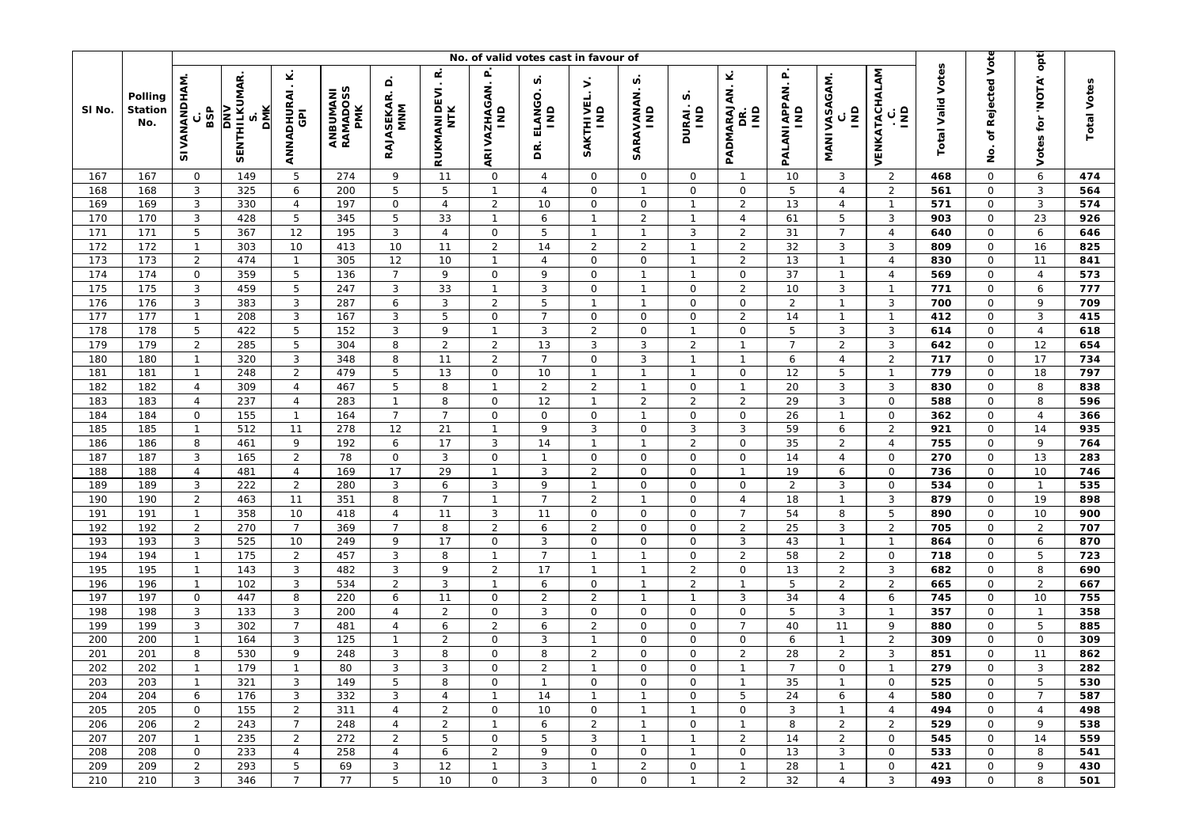| Sl No. | Polling Station No. | No. of valid votes cast in favour of | | | | | | | | | | | | | | | | Total Valid Votes | No. of Rejected Vote | Votes for 'NOTA' opti | Total Votes |
|---|---|---|---|---|---|---|---|---|---|---|---|---|---|---|---|---|---|---|---|---|---|
| | | SIVANANDHAM. C. BSP | SENTHILKUMAR. S. DNV DMK | ANNADHURAI. K. GPI | ANBUMANI RAMADOSS PMK | RAJASEKAR. D. MNM | RUKMANIDEVI. R. NTK | ARIVAZHAGAN. P. IND | DR. ELANGO. S. IND | SAKTHIVEL. V. IND | SARAVANAN. S. IND | DURAI. S. IND | PADMARAJAN. K. DR. IND | PALANIAPPAN. P. IND | MANIVASAGAM. C. IND | VENKATACHALAM. C. IND | | | | | |
| 167 | 167 | 0 | 149 | 5 | 274 | 9 | 11 | 0 | 4 | 0 | 0 | 0 | 1 | 10 | 3 | 2 | | 468 | 0 | 6 | 474 |
| 168 | 168 | 3 | 325 | 6 | 200 | 5 | 5 | 1 | 4 | 0 | 1 | 0 | 0 | 5 | 4 | 2 | | 561 | 0 | 3 | 564 |
| 169 | 169 | 3 | 330 | 4 | 197 | 0 | 4 | 2 | 10 | 0 | 0 | 1 | 2 | 13 | 4 | 1 | | 571 | 0 | 3 | 574 |
| 170 | 170 | 3 | 428 | 5 | 345 | 5 | 33 | 1 | 6 | 1 | 2 | 1 | 4 | 61 | 5 | 3 | | 903 | 0 | 23 | 926 |
| 171 | 171 | 5 | 367 | 12 | 195 | 3 | 4 | 0 | 5 | 1 | 1 | 3 | 2 | 31 | 7 | 4 | | 640 | 0 | 6 | 646 |
| 172 | 172 | 1 | 303 | 10 | 413 | 10 | 11 | 2 | 14 | 2 | 2 | 1 | 2 | 32 | 3 | 3 | | 809 | 0 | 16 | 825 |
| 173 | 173 | 2 | 474 | 1 | 305 | 12 | 10 | 1 | 4 | 0 | 0 | 1 | 2 | 13 | 1 | 4 | | 830 | 0 | 11 | 841 |
| 174 | 174 | 0 | 359 | 5 | 136 | 7 | 9 | 0 | 9 | 0 | 1 | 1 | 0 | 37 | 1 | 4 | | 569 | 0 | 4 | 573 |
| 175 | 175 | 3 | 459 | 5 | 247 | 3 | 33 | 1 | 3 | 0 | 1 | 0 | 2 | 10 | 3 | 1 | | 771 | 0 | 6 | 777 |
| 176 | 176 | 3 | 383 | 3 | 287 | 6 | 3 | 2 | 5 | 1 | 1 | 0 | 0 | 2 | 1 | 3 | | 700 | 0 | 9 | 709 |
| 177 | 177 | 1 | 208 | 3 | 167 | 3 | 5 | 0 | 7 | 0 | 0 | 0 | 2 | 14 | 1 | 1 | | 412 | 0 | 3 | 415 |
| 178 | 178 | 5 | 422 | 5 | 152 | 3 | 9 | 1 | 3 | 2 | 0 | 1 | 0 | 5 | 3 | 3 | | 614 | 0 | 4 | 618 |
| 179 | 179 | 2 | 285 | 5 | 304 | 8 | 2 | 2 | 13 | 3 | 3 | 2 | 1 | 7 | 2 | 3 | | 642 | 0 | 12 | 654 |
| 180 | 180 | 1 | 320 | 3 | 348 | 8 | 11 | 2 | 7 | 0 | 3 | 1 | 1 | 6 | 4 | 2 | | 717 | 0 | 17 | 734 |
| 181 | 181 | 1 | 248 | 2 | 479 | 5 | 13 | 0 | 10 | 1 | 1 | 1 | 0 | 12 | 5 | 1 | | 779 | 0 | 18 | 797 |
| 182 | 182 | 4 | 309 | 4 | 467 | 5 | 8 | 1 | 2 | 2 | 1 | 0 | 1 | 20 | 3 | 3 | | 830 | 0 | 8 | 838 |
| 183 | 183 | 4 | 237 | 4 | 283 | 1 | 8 | 0 | 12 | 1 | 2 | 2 | 2 | 29 | 3 | 0 | | 588 | 0 | 8 | 596 |
| 184 | 184 | 0 | 155 | 1 | 164 | 7 | 7 | 0 | 0 | 0 | 1 | 0 | 0 | 26 | 1 | 0 | | 362 | 0 | 4 | 366 |
| 185 | 185 | 1 | 512 | 11 | 278 | 12 | 21 | 1 | 9 | 3 | 0 | 3 | 3 | 59 | 6 | 2 | | 921 | 0 | 14 | 935 |
| 186 | 186 | 8 | 461 | 9 | 192 | 6 | 17 | 3 | 14 | 1 | 1 | 2 | 0 | 35 | 2 | 4 | | 755 | 0 | 9 | 764 |
| 187 | 187 | 3 | 165 | 2 | 78 | 0 | 3 | 0 | 1 | 0 | 0 | 0 | 0 | 14 | 4 | 0 | | 270 | 0 | 13 | 283 |
| 188 | 188 | 4 | 481 | 4 | 169 | 17 | 29 | 1 | 3 | 2 | 0 | 0 | 1 | 19 | 6 | 0 | | 736 | 0 | 10 | 746 |
| 189 | 189 | 3 | 222 | 2 | 280 | 3 | 6 | 3 | 9 | 1 | 0 | 0 | 0 | 2 | 3 | 0 | | 534 | 0 | 1 | 535 |
| 190 | 190 | 2 | 463 | 11 | 351 | 8 | 7 | 1 | 7 | 2 | 1 | 0 | 4 | 18 | 1 | 3 | | 879 | 0 | 19 | 898 |
| 191 | 191 | 1 | 358 | 10 | 418 | 4 | 11 | 3 | 11 | 0 | 0 | 0 | 7 | 54 | 8 | 5 | | 890 | 0 | 10 | 900 |
| 192 | 192 | 2 | 270 | 7 | 369 | 7 | 8 | 2 | 6 | 2 | 0 | 0 | 2 | 25 | 3 | 2 | | 705 | 0 | 2 | 707 |
| 193 | 193 | 3 | 525 | 10 | 249 | 9 | 17 | 0 | 3 | 0 | 0 | 0 | 3 | 43 | 1 | 1 | | 864 | 0 | 6 | 870 |
| 194 | 194 | 1 | 175 | 2 | 457 | 3 | 8 | 1 | 7 | 1 | 1 | 0 | 2 | 58 | 2 | 0 | | 718 | 0 | 5 | 723 |
| 195 | 195 | 1 | 143 | 3 | 482 | 3 | 9 | 2 | 17 | 1 | 1 | 2 | 0 | 13 | 2 | 3 | | 682 | 0 | 8 | 690 |
| 196 | 196 | 1 | 102 | 3 | 534 | 2 | 3 | 1 | 6 | 0 | 1 | 2 | 1 | 5 | 2 | 2 | | 665 | 0 | 2 | 667 |
| 197 | 197 | 0 | 447 | 8 | 220 | 6 | 11 | 0 | 2 | 2 | 1 | 1 | 3 | 34 | 4 | 6 | | 745 | 0 | 10 | 755 |
| 198 | 198 | 3 | 133 | 3 | 200 | 4 | 2 | 0 | 3 | 0 | 0 | 0 | 0 | 5 | 3 | 1 | | 357 | 0 | 1 | 358 |
| 199 | 199 | 3 | 302 | 7 | 481 | 4 | 6 | 2 | 6 | 2 | 0 | 0 | 7 | 40 | 11 | 9 | | 880 | 0 | 5 | 885 |
| 200 | 200 | 1 | 164 | 3 | 125 | 1 | 2 | 0 | 3 | 1 | 0 | 0 | 0 | 6 | 1 | 2 | | 309 | 0 | 0 | 309 |
| 201 | 201 | 8 | 530 | 9 | 248 | 3 | 8 | 0 | 8 | 2 | 0 | 0 | 2 | 28 | 2 | 3 | | 851 | 0 | 11 | 862 |
| 202 | 202 | 1 | 179 | 1 | 80 | 3 | 3 | 0 | 2 | 1 | 0 | 0 | 1 | 7 | 0 | 1 | | 279 | 0 | 3 | 282 |
| 203 | 203 | 1 | 321 | 3 | 149 | 5 | 8 | 0 | 1 | 0 | 0 | 0 | 1 | 35 | 1 | 0 | | 525 | 0 | 5 | 530 |
| 204 | 204 | 6 | 176 | 3 | 332 | 3 | 4 | 1 | 14 | 1 | 1 | 0 | 5 | 24 | 6 | 4 | | 580 | 0 | 7 | 587 |
| 205 | 205 | 0 | 155 | 2 | 311 | 4 | 2 | 0 | 10 | 0 | 1 | 1 | 0 | 3 | 1 | 4 | | 494 | 0 | 4 | 498 |
| 206 | 206 | 2 | 243 | 7 | 248 | 4 | 2 | 1 | 6 | 2 | 1 | 0 | 1 | 8 | 2 | 2 | | 529 | 0 | 9 | 538 |
| 207 | 207 | 1 | 235 | 2 | 272 | 2 | 5 | 0 | 5 | 3 | 1 | 1 | 2 | 14 | 2 | 0 | | 545 | 0 | 14 | 559 |
| 208 | 208 | 0 | 233 | 4 | 258 | 4 | 6 | 2 | 9 | 0 | 0 | 1 | 0 | 13 | 3 | 0 | | 533 | 0 | 8 | 541 |
| 209 | 209 | 2 | 293 | 5 | 69 | 3 | 12 | 1 | 3 | 1 | 2 | 0 | 1 | 28 | 1 | 0 | | 421 | 0 | 9 | 430 |
| 210 | 210 | 3 | 346 | 7 | 77 | 5 | 10 | 0 | 3 | 0 | 0 | 1 | 2 | 32 | 4 | 3 | | 493 | 0 | 8 | 501 |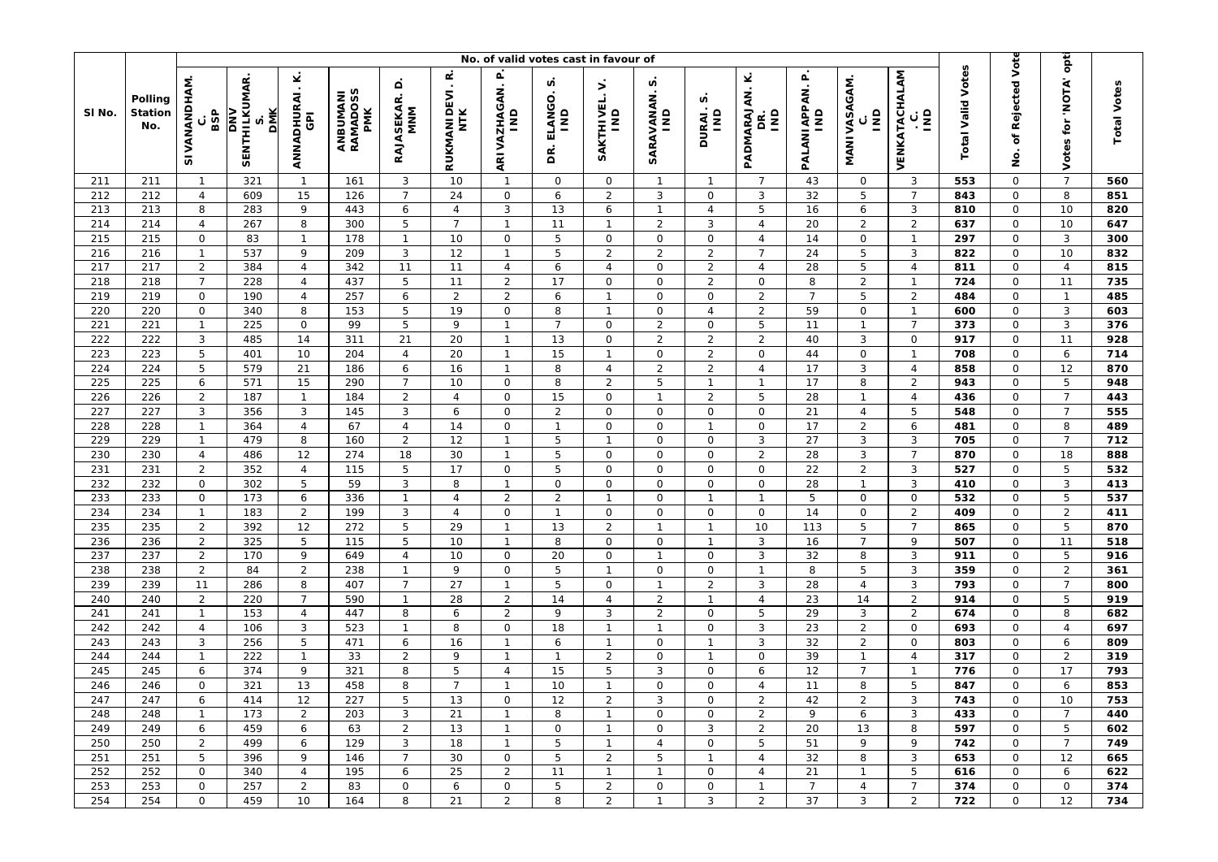| Sl No. | Polling Station No. | No. of valid votes cast in favour of | | | | | | | | | | | | | | | Total Valid Votes | No. of Rejected Vote | Votes for 'NOTA' opti | Total Votes |
|---|---|---|---|---|---|---|---|---|---|---|---|---|---|---|---|---|---|---|---|---|
| | | SIVANANDHAM. C. BSP | SENTHILKUMAR. S. DNV DMK | ANNADHURAI. K. GPI | ANBUMANI RAMADOSS PMK | RAJASEKAR. D. MNM | RUKMANIDEVI. R. NTK | ARIVAZHAGAN. P. IND | DR. ELANGO. S. IND | SAKTHIVEL. V. IND | SARAVANAN. S. IND | DURAI. S. IND | PADMARAJAN. K. DR. IND | PALANIAPPAN. P. IND | MANIVASAGAM. C. IND | VENKATACHALAM. C. IND | | | | |
| 211 | 211 | 1 | 321 | 1 | 161 | 3 | 10 | 1 | 0 | 0 | 1 | 1 | 7 | 43 | 0 | 3 | 553 | 0 | 7 | 560 |
| 212 | 212 | 4 | 609 | 15 | 126 | 7 | 24 | 0 | 6 | 2 | 3 | 0 | 3 | 32 | 5 | 7 | 843 | 0 | 8 | 851 |
| 213 | 213 | 8 | 283 | 9 | 443 | 6 | 4 | 3 | 13 | 6 | 1 | 4 | 5 | 16 | 6 | 3 | 810 | 0 | 10 | 820 |
| 214 | 214 | 4 | 267 | 8 | 300 | 5 | 7 | 1 | 11 | 1 | 2 | 3 | 4 | 20 | 2 | 2 | 637 | 0 | 10 | 647 |
| 215 | 215 | 0 | 83 | 1 | 178 | 1 | 10 | 0 | 5 | 0 | 0 | 0 | 4 | 14 | 0 | 1 | 297 | 0 | 3 | 300 |
| 216 | 216 | 1 | 537 | 9 | 209 | 3 | 12 | 1 | 5 | 2 | 2 | 2 | 7 | 24 | 5 | 3 | 822 | 0 | 10 | 832 |
| 217 | 217 | 2 | 384 | 4 | 342 | 11 | 11 | 4 | 6 | 4 | 0 | 2 | 4 | 28 | 5 | 4 | 811 | 0 | 4 | 815 |
| 218 | 218 | 7 | 228 | 4 | 437 | 5 | 11 | 2 | 17 | 0 | 0 | 2 | 0 | 8 | 2 | 1 | 724 | 0 | 11 | 735 |
| 219 | 219 | 0 | 190 | 4 | 257 | 6 | 2 | 2 | 6 | 1 | 0 | 0 | 2 | 7 | 5 | 2 | 484 | 0 | 1 | 485 |
| 220 | 220 | 0 | 340 | 8 | 153 | 5 | 19 | 0 | 8 | 1 | 0 | 4 | 2 | 59 | 0 | 1 | 600 | 0 | 3 | 603 |
| 221 | 221 | 1 | 225 | 0 | 99 | 5 | 9 | 1 | 7 | 0 | 2 | 0 | 5 | 11 | 1 | 7 | 373 | 0 | 3 | 376 |
| 222 | 222 | 3 | 485 | 14 | 311 | 21 | 20 | 1 | 13 | 0 | 2 | 2 | 2 | 40 | 3 | 0 | 917 | 0 | 11 | 928 |
| 223 | 223 | 5 | 401 | 10 | 204 | 4 | 20 | 1 | 15 | 1 | 0 | 2 | 0 | 44 | 0 | 1 | 708 | 0 | 6 | 714 |
| 224 | 224 | 5 | 579 | 21 | 186 | 6 | 16 | 1 | 8 | 4 | 2 | 2 | 4 | 17 | 3 | 4 | 858 | 0 | 12 | 870 |
| 225 | 225 | 6 | 571 | 15 | 290 | 7 | 10 | 0 | 8 | 2 | 5 | 1 | 1 | 17 | 8 | 2 | 943 | 0 | 5 | 948 |
| 226 | 226 | 2 | 187 | 1 | 184 | 2 | 4 | 0 | 15 | 0 | 1 | 2 | 5 | 28 | 1 | 4 | 436 | 0 | 7 | 443 |
| 227 | 227 | 3 | 356 | 3 | 145 | 3 | 6 | 0 | 2 | 0 | 0 | 0 | 0 | 21 | 4 | 5 | 548 | 0 | 7 | 555 |
| 228 | 228 | 1 | 364 | 4 | 67 | 4 | 14 | 0 | 1 | 0 | 0 | 1 | 0 | 17 | 2 | 6 | 481 | 0 | 8 | 489 |
| 229 | 229 | 1 | 479 | 8 | 160 | 2 | 12 | 1 | 5 | 1 | 0 | 0 | 3 | 27 | 3 | 3 | 705 | 0 | 7 | 712 |
| 230 | 230 | 4 | 486 | 12 | 274 | 18 | 30 | 1 | 5 | 0 | 0 | 0 | 2 | 28 | 3 | 7 | 870 | 0 | 18 | 888 |
| 231 | 231 | 2 | 352 | 4 | 115 | 5 | 17 | 0 | 5 | 0 | 0 | 0 | 0 | 22 | 2 | 3 | 527 | 0 | 5 | 532 |
| 232 | 232 | 0 | 302 | 5 | 59 | 3 | 8 | 1 | 0 | 0 | 0 | 0 | 0 | 28 | 1 | 3 | 410 | 0 | 3 | 413 |
| 233 | 233 | 0 | 173 | 6 | 336 | 1 | 4 | 2 | 2 | 1 | 0 | 1 | 1 | 5 | 0 | 0 | 532 | 0 | 5 | 537 |
| 234 | 234 | 1 | 183 | 2 | 199 | 3 | 4 | 0 | 1 | 0 | 0 | 0 | 0 | 14 | 0 | 2 | 409 | 0 | 2 | 411 |
| 235 | 235 | 2 | 392 | 12 | 272 | 5 | 29 | 1 | 13 | 2 | 1 | 1 | 10 | 113 | 5 | 7 | 865 | 0 | 5 | 870 |
| 236 | 236 | 2 | 325 | 5 | 115 | 5 | 10 | 1 | 8 | 0 | 0 | 1 | 3 | 16 | 7 | 9 | 507 | 0 | 11 | 518 |
| 237 | 237 | 2 | 170 | 9 | 649 | 4 | 10 | 0 | 20 | 0 | 1 | 0 | 3 | 32 | 8 | 3 | 911 | 0 | 5 | 916 |
| 238 | 238 | 2 | 84 | 2 | 238 | 1 | 9 | 0 | 5 | 1 | 0 | 0 | 1 | 8 | 5 | 3 | 359 | 0 | 2 | 361 |
| 239 | 239 | 11 | 286 | 8 | 407 | 7 | 27 | 1 | 5 | 0 | 1 | 2 | 3 | 28 | 4 | 3 | 793 | 0 | 7 | 800 |
| 240 | 240 | 2 | 220 | 7 | 590 | 1 | 28 | 2 | 14 | 4 | 2 | 1 | 4 | 23 | 14 | 2 | 914 | 0 | 5 | 919 |
| 241 | 241 | 1 | 153 | 4 | 447 | 8 | 6 | 2 | 9 | 3 | 2 | 0 | 5 | 29 | 3 | 2 | 674 | 0 | 8 | 682 |
| 242 | 242 | 4 | 106 | 3 | 523 | 1 | 8 | 0 | 18 | 1 | 1 | 0 | 3 | 23 | 2 | 0 | 693 | 0 | 4 | 697 |
| 243 | 243 | 3 | 256 | 5 | 471 | 6 | 16 | 1 | 6 | 1 | 0 | 1 | 3 | 32 | 2 | 0 | 803 | 0 | 6 | 809 |
| 244 | 244 | 1 | 222 | 1 | 33 | 2 | 9 | 1 | 1 | 2 | 0 | 1 | 0 | 39 | 1 | 4 | 317 | 0 | 2 | 319 |
| 245 | 245 | 6 | 374 | 9 | 321 | 8 | 5 | 4 | 15 | 5 | 3 | 0 | 6 | 12 | 7 | 1 | 776 | 0 | 17 | 793 |
| 246 | 246 | 0 | 321 | 13 | 458 | 8 | 7 | 1 | 10 | 1 | 0 | 0 | 4 | 11 | 8 | 5 | 847 | 0 | 6 | 853 |
| 247 | 247 | 6 | 414 | 12 | 227 | 5 | 13 | 0 | 12 | 2 | 3 | 0 | 2 | 42 | 2 | 3 | 743 | 0 | 10 | 753 |
| 248 | 248 | 1 | 173 | 2 | 203 | 3 | 21 | 1 | 8 | 1 | 0 | 0 | 2 | 9 | 6 | 3 | 433 | 0 | 7 | 440 |
| 249 | 249 | 6 | 459 | 6 | 63 | 2 | 13 | 1 | 0 | 1 | 0 | 3 | 2 | 20 | 13 | 8 | 597 | 0 | 5 | 602 |
| 250 | 250 | 2 | 499 | 6 | 129 | 3 | 18 | 1 | 5 | 1 | 4 | 0 | 5 | 51 | 9 | 9 | 742 | 0 | 7 | 749 |
| 251 | 251 | 5 | 396 | 9 | 146 | 7 | 30 | 0 | 5 | 2 | 5 | 1 | 4 | 32 | 8 | 3 | 653 | 0 | 12 | 665 |
| 252 | 252 | 0 | 340 | 4 | 195 | 6 | 25 | 2 | 11 | 1 | 1 | 0 | 4 | 21 | 1 | 5 | 616 | 0 | 6 | 622 |
| 253 | 253 | 0 | 257 | 2 | 83 | 0 | 6 | 0 | 5 | 2 | 0 | 0 | 1 | 7 | 4 | 7 | 374 | 0 | 0 | 374 |
| 254 | 254 | 0 | 459 | 10 | 164 | 8 | 21 | 2 | 8 | 2 | 1 | 3 | 2 | 37 | 3 | 2 | 722 | 0 | 12 | 734 |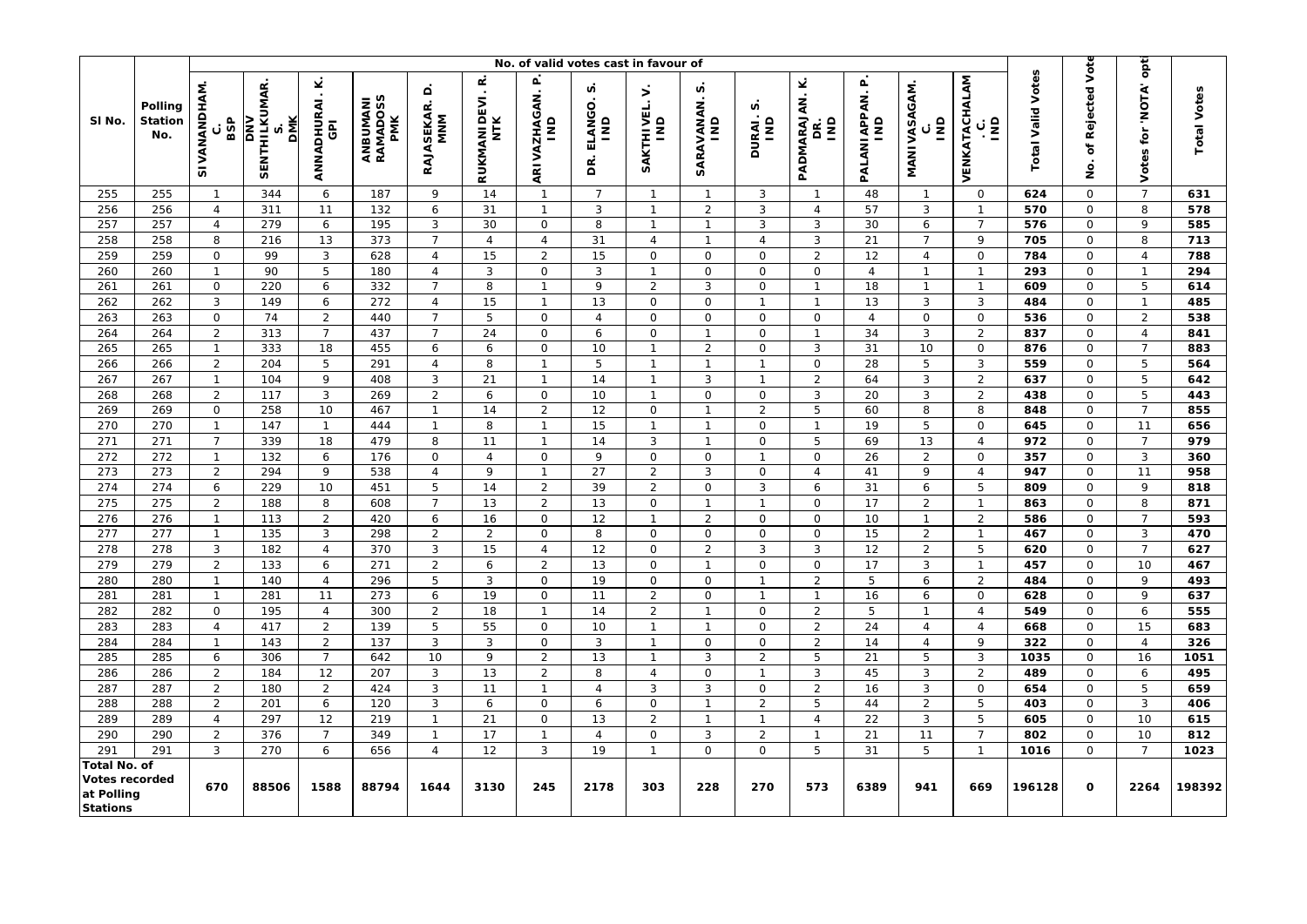| Sl No. | Polling Station No. | No. of valid votes cast in favour of | | | | | | | | | | | | | | | Total Valid Votes | No. of Rejected Vote | Votes for 'NOTA' opti | Total Votes |
|---|---|---|---|---|---|---|---|---|---|---|---|---|---|---|---|---|---|---|---|---|
| | | SIVANANDHAM. C. BSP | SENTHILKUMAR. S. DNV DMK | ANNADHURAI. K. GPI | ANBUMANI RAMADOSS PMK | RAJASEKAR. D. MNM | RUKMANIDEVI. R. NTK | ARIVAZHAGAN. P. IND | DR. ELANGO. S. IND | SAKTHIVEL. V. IND | SARAVANAN. S. IND | DURAI. S. IND | PADMARAJAN. K. DR. IND | PALANIAPPAN. P. IND | MANIVASAGAM. C. IND | VENKATACHALAM. C. IND | | | | |
| 255 | 255 | 1 | 344 | 6 | 187 | 9 | 14 | 1 | 7 | 1 | 1 | 3 | 1 | 48 | 1 | 0 | 624 | 0 | 7 | 631 |
| 256 | 256 | 4 | 311 | 11 | 132 | 6 | 31 | 1 | 3 | 1 | 2 | 3 | 4 | 57 | 3 | 1 | 570 | 0 | 8 | 578 |
| 257 | 257 | 4 | 279 | 6 | 195 | 3 | 30 | 0 | 8 | 1 | 1 | 3 | 3 | 30 | 6 | 7 | 576 | 0 | 9 | 585 |
| 258 | 258 | 8 | 216 | 13 | 373 | 7 | 4 | 4 | 31 | 4 | 1 | 4 | 3 | 21 | 7 | 9 | 705 | 0 | 8 | 713 |
| 259 | 259 | 0 | 99 | 3 | 628 | 4 | 15 | 2 | 15 | 0 | 0 | 0 | 2 | 12 | 4 | 0 | 784 | 0 | 4 | 788 |
| 260 | 260 | 1 | 90 | 5 | 180 | 4 | 3 | 0 | 3 | 1 | 0 | 0 | 0 | 4 | 1 | 1 | 293 | 0 | 1 | 294 |
| 261 | 261 | 0 | 220 | 6 | 332 | 7 | 8 | 1 | 9 | 2 | 3 | 0 | 1 | 18 | 1 | 1 | 609 | 0 | 5 | 614 |
| 262 | 262 | 3 | 149 | 6 | 272 | 4 | 15 | 1 | 13 | 0 | 0 | 1 | 1 | 13 | 3 | 3 | 484 | 0 | 1 | 485 |
| 263 | 263 | 0 | 74 | 2 | 440 | 7 | 5 | 0 | 4 | 0 | 0 | 0 | 0 | 4 | 0 | 0 | 536 | 0 | 2 | 538 |
| 264 | 264 | 2 | 313 | 7 | 437 | 7 | 24 | 0 | 6 | 0 | 1 | 0 | 1 | 34 | 3 | 2 | 837 | 0 | 4 | 841 |
| 265 | 265 | 1 | 333 | 18 | 455 | 6 | 6 | 0 | 10 | 1 | 2 | 0 | 3 | 31 | 10 | 0 | 876 | 0 | 7 | 883 |
| 266 | 266 | 2 | 204 | 5 | 291 | 4 | 8 | 1 | 5 | 1 | 1 | 1 | 0 | 28 | 5 | 3 | 559 | 0 | 5 | 564 |
| 267 | 267 | 1 | 104 | 9 | 408 | 3 | 21 | 1 | 14 | 1 | 3 | 1 | 2 | 64 | 3 | 2 | 637 | 0 | 5 | 642 |
| 268 | 268 | 2 | 117 | 3 | 269 | 2 | 6 | 0 | 10 | 1 | 0 | 0 | 3 | 20 | 3 | 2 | 438 | 0 | 5 | 443 |
| 269 | 269 | 0 | 258 | 10 | 467 | 1 | 14 | 2 | 12 | 0 | 1 | 2 | 5 | 60 | 8 | 8 | 848 | 0 | 7 | 855 |
| 270 | 270 | 1 | 147 | 1 | 444 | 1 | 8 | 1 | 15 | 1 | 1 | 0 | 1 | 19 | 5 | 0 | 645 | 0 | 11 | 656 |
| 271 | 271 | 7 | 339 | 18 | 479 | 8 | 11 | 1 | 14 | 3 | 1 | 0 | 5 | 69 | 13 | 4 | 972 | 0 | 7 | 979 |
| 272 | 272 | 1 | 132 | 6 | 176 | 0 | 4 | 0 | 9 | 0 | 0 | 1 | 0 | 26 | 2 | 0 | 357 | 0 | 3 | 360 |
| 273 | 273 | 2 | 294 | 9 | 538 | 4 | 9 | 1 | 27 | 2 | 3 | 0 | 4 | 41 | 9 | 4 | 947 | 0 | 11 | 958 |
| 274 | 274 | 6 | 229 | 10 | 451 | 5 | 14 | 2 | 39 | 2 | 0 | 3 | 6 | 31 | 6 | 5 | 809 | 0 | 9 | 818 |
| 275 | 275 | 2 | 188 | 8 | 608 | 7 | 13 | 2 | 13 | 0 | 1 | 1 | 0 | 17 | 2 | 1 | 863 | 0 | 8 | 871 |
| 276 | 276 | 1 | 113 | 2 | 420 | 6 | 16 | 0 | 12 | 1 | 2 | 0 | 0 | 10 | 1 | 2 | 586 | 0 | 7 | 593 |
| 277 | 277 | 1 | 135 | 3 | 298 | 2 | 2 | 0 | 8 | 0 | 0 | 0 | 0 | 15 | 2 | 1 | 467 | 0 | 3 | 470 |
| 278 | 278 | 3 | 182 | 4 | 370 | 3 | 15 | 4 | 12 | 0 | 2 | 3 | 3 | 12 | 2 | 5 | 620 | 0 | 7 | 627 |
| 279 | 279 | 2 | 133 | 6 | 271 | 2 | 6 | 2 | 13 | 0 | 1 | 0 | 0 | 17 | 3 | 1 | 457 | 0 | 10 | 467 |
| 280 | 280 | 1 | 140 | 4 | 296 | 5 | 3 | 0 | 19 | 0 | 0 | 1 | 2 | 5 | 6 | 2 | 484 | 0 | 9 | 493 |
| 281 | 281 | 1 | 281 | 11 | 273 | 6 | 19 | 0 | 11 | 2 | 0 | 1 | 1 | 16 | 6 | 0 | 628 | 0 | 9 | 637 |
| 282 | 282 | 0 | 195 | 4 | 300 | 2 | 18 | 1 | 14 | 2 | 1 | 0 | 2 | 5 | 1 | 4 | 549 | 0 | 6 | 555 |
| 283 | 283 | 4 | 417 | 2 | 139 | 5 | 55 | 0 | 10 | 1 | 1 | 0 | 2 | 24 | 4 | 4 | 668 | 0 | 15 | 683 |
| 284 | 284 | 1 | 143 | 2 | 137 | 3 | 3 | 0 | 3 | 1 | 0 | 0 | 2 | 14 | 4 | 9 | 322 | 0 | 4 | 326 |
| 285 | 285 | 6 | 306 | 7 | 642 | 10 | 9 | 2 | 13 | 1 | 3 | 2 | 5 | 21 | 5 | 3 | 1035 | 0 | 16 | 1051 |
| 286 | 286 | 2 | 184 | 12 | 207 | 3 | 13 | 2 | 8 | 4 | 0 | 1 | 3 | 45 | 3 | 2 | 489 | 0 | 6 | 495 |
| 287 | 287 | 2 | 180 | 2 | 424 | 3 | 11 | 1 | 4 | 3 | 3 | 0 | 2 | 16 | 3 | 0 | 654 | 0 | 5 | 659 |
| 288 | 288 | 2 | 201 | 6 | 120 | 3 | 6 | 0 | 6 | 0 | 1 | 2 | 5 | 44 | 2 | 5 | 403 | 0 | 3 | 406 |
| 289 | 289 | 4 | 297 | 12 | 219 | 1 | 21 | 0 | 13 | 2 | 1 | 1 | 4 | 22 | 3 | 5 | 605 | 0 | 10 | 615 |
| 290 | 290 | 2 | 376 | 7 | 349 | 1 | 17 | 1 | 4 | 0 | 3 | 2 | 1 | 21 | 11 | 7 | 802 | 0 | 10 | 812 |
| 291 | 291 | 3 | 270 | 6 | 656 | 4 | 12 | 3 | 19 | 1 | 0 | 0 | 5 | 31 | 5 | 1 | 1016 | 0 | 7 | 1023 |
| **Total No. of Votes recorded at Polling Stations** | | **670** | **88506** | **1588** | **88794** | **1644** | **3130** | **245** | **2178** | **303** | **228** | **270** | **573** | **6389** | **941** | **669** | **196128** | **0** | **2264** | **198392** |